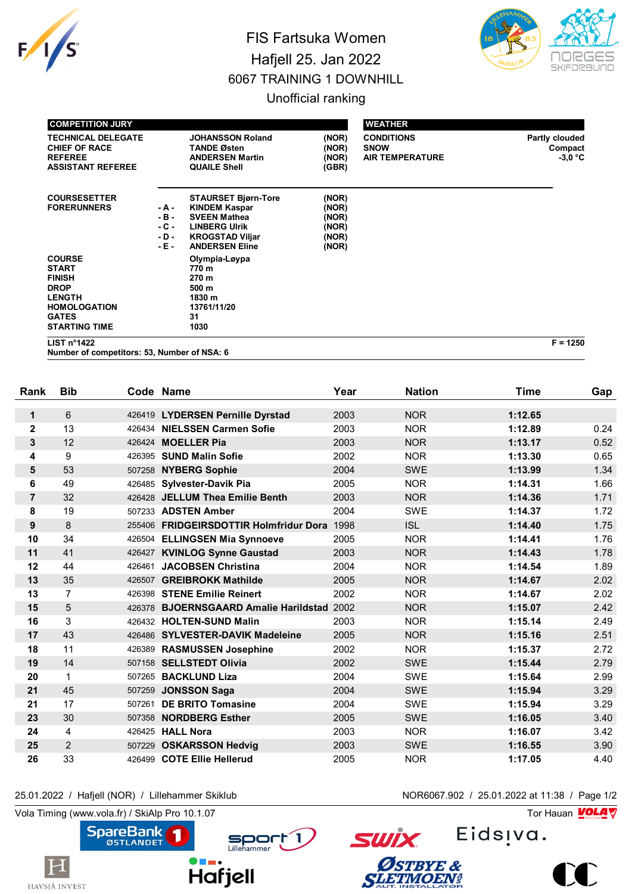# FIS Fartsuka Women

## Hafjell 25. Jan 2022

### 6067 TRAINING 1 DOWNHILL

Unofficial ranking

| COMPETITION JURY | | | |
|---|---|---|---|
| TECHNICAL DELEGATE | | JOHANSSON Roland | (NOR) |
| CHIEF OF RACE | | TANDE Østen | (NOR) |
| REFEREE | | ANDERSEN Martin | (NOR) |
| ASSISTANT REFEREE | | QUAILE Shell | (GBR) |
| COURSESETTER | | STAURSET Bjørn-Tore | (NOR) |
| FORERUNNERS | - A - | KINDEM Kaspar | (NOR) |
| | - B - | SVEEN Mathea | (NOR) |
| | - C - | LINBERG Ulrik | (NOR) |
| | - D - | KROGSTAD Viljar | (NOR) |
| | - E - | ANDERSEN Eline | (NOR) |

| WEATHER | |
|---|---|
| CONDITIONS | Partly clouded |
| SNOW | Compact |
| AIR TEMPERATURE | -3,0 °C |

| | |
|---|---|
| COURSE | Olympia-Løypa |
| START | 770 m |
| FINISH | 270 m |
| DROP | 500 m |
| LENGTH | 1830 m |
| HOMOLOGATION | 13761/11/20 |
| GATES | 31 |
| STARTING TIME | 1030 |

LIST n°1422 — F = 1250

Number of competitors: 53, Number of NSA: 6

| Rank | Bib | Code | Name | Year | Nation | Time | Gap |
|---|---|---|---|---|---|---|---|
| 1 | 6 | 426419 | LYDERSEN Pernille Dyrstad | 2003 | NOR | 1:12.65 | |
| 2 | 13 | 426434 | NIELSSEN Carmen Sofie | 2003 | NOR | 1:12.89 | 0.24 |
| 3 | 12 | 426424 | MOELLER Pia | 2003 | NOR | 1:13.17 | 0.52 |
| 4 | 9 | 426395 | SUND Malin Sofie | 2002 | NOR | 1:13.30 | 0.65 |
| 5 | 53 | 507258 | NYBERG Sophie | 2004 | SWE | 1:13.99 | 1.34 |
| 6 | 49 | 426485 | Sylvester-Davik Pia | 2005 | NOR | 1:14.31 | 1.66 |
| 7 | 32 | 426428 | JELLUM Thea Emilie Benth | 2003 | NOR | 1:14.36 | 1.71 |
| 8 | 19 | 507233 | ADSTEN Amber | 2004 | SWE | 1:14.37 | 1.72 |
| 9 | 8 | 255406 | FRIDGEIRSDOTTIR Holmfridur Dora | 1998 | ISL | 1:14.40 | 1.75 |
| 10 | 34 | 426504 | ELLINGSEN Mia Synnoeve | 2005 | NOR | 1:14.41 | 1.76 |
| 11 | 41 | 426427 | KVINLOG Synne Gaustad | 2003 | NOR | 1:14.43 | 1.78 |
| 12 | 44 | 426461 | JACOBSEN Christina | 2004 | NOR | 1:14.54 | 1.89 |
| 13 | 35 | 426507 | GREIBROKK Mathilde | 2005 | NOR | 1:14.67 | 2.02 |
| 13 | 7 | 426398 | STENE Emilie Reinert | 2002 | NOR | 1:14.67 | 2.02 |
| 15 | 5 | 426378 | BJOERNSGAARD Amalie Harildstad | 2002 | NOR | 1:15.07 | 2.42 |
| 16 | 3 | 426432 | HOLTEN-SUND Malin | 2003 | NOR | 1:15.14 | 2.49 |
| 17 | 43 | 426486 | SYLVESTER-DAVIK Madeleine | 2005 | NOR | 1:15.16 | 2.51 |
| 18 | 11 | 426389 | RASMUSSEN Josephine | 2002 | NOR | 1:15.37 | 2.72 |
| 19 | 14 | 507158 | SELLSTEDT Olivia | 2002 | SWE | 1:15.44 | 2.79 |
| 20 | 1 | 507265 | BACKLUND Liza | 2004 | SWE | 1:15.64 | 2.99 |
| 21 | 45 | 507259 | JONSSON Saga | 2004 | SWE | 1:15.94 | 3.29 |
| 21 | 17 | 507261 | DE BRITO Tomasine | 2004 | SWE | 1:15.94 | 3.29 |
| 23 | 30 | 507358 | NORDBERG Esther | 2005 | SWE | 1:16.05 | 3.40 |
| 24 | 4 | 426425 | HALL Nora | 2003 | NOR | 1:16.07 | 3.42 |
| 25 | 2 | 507229 | OSKARSSON Hedvig | 2003 | SWE | 1:16.55 | 3.90 |
| 26 | 33 | 426499 | COTE Ellie Hellerud | 2005 | NOR | 1:17.05 | 4.40 |

25.01.2022 / Hafjell (NOR) / Lillehammer Skiklub — NOR6067.902 / 25.01.2022 at 11:38

Vola Timing (www.vola.fr) / SkiAlp Pro 10.1.07 — Tor Hauan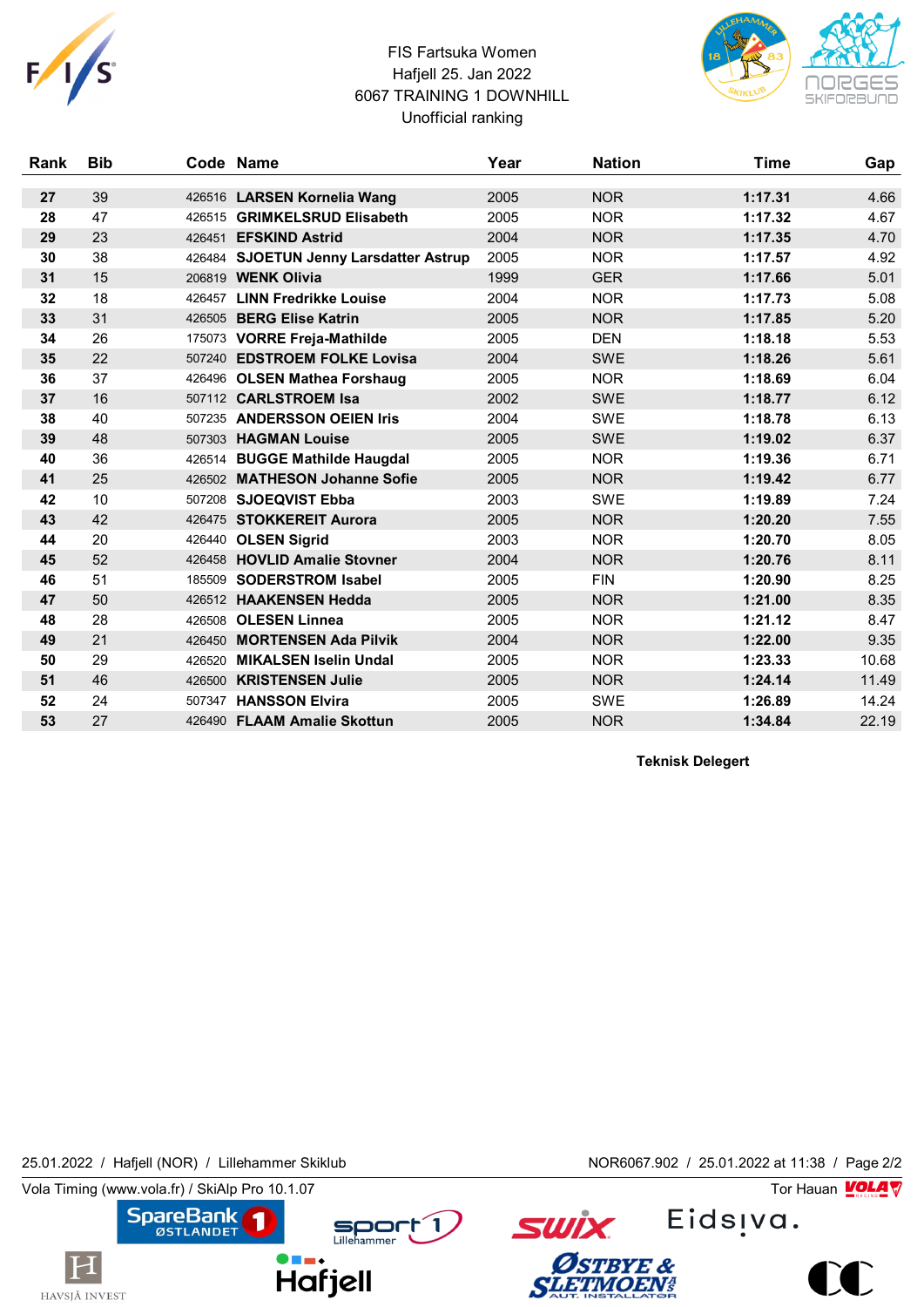FIS Fartsuka Women
Hafjell 25. Jan 2022
6067 TRAINING 1 DOWNHILL
Unofficial ranking

| Rank | Bib | Code | Name | Year | Nation | Time | Gap |
|---|---|---|---|---|---|---|---|
| 27 | 39 | 426516 | LARSEN Kornelia Wang | 2005 | NOR | 1:17.31 | 4.66 |
| 28 | 47 | 426515 | GRIMKELSRUD Elisabeth | 2005 | NOR | 1:17.32 | 4.67 |
| 29 | 23 | 426451 | EFSKIND Astrid | 2004 | NOR | 1:17.35 | 4.70 |
| 30 | 38 | 426484 | SJOETUN Jenny Larsdatter Astrup | 2005 | NOR | 1:17.57 | 4.92 |
| 31 | 15 | 206819 | WENK Olivia | 1999 | GER | 1:17.66 | 5.01 |
| 32 | 18 | 426457 | LINN Fredrikke Louise | 2004 | NOR | 1:17.73 | 5.08 |
| 33 | 31 | 426505 | BERG Elise Katrin | 2005 | NOR | 1:17.85 | 5.20 |
| 34 | 26 | 175073 | VORRE Freja-Mathilde | 2005 | DEN | 1:18.18 | 5.53 |
| 35 | 22 | 507240 | EDSTROEM FOLKE Lovisa | 2004 | SWE | 1:18.26 | 5.61 |
| 36 | 37 | 426496 | OLSEN Mathea Forshaug | 2005 | NOR | 1:18.69 | 6.04 |
| 37 | 16 | 507112 | CARLSTROEM Isa | 2002 | SWE | 1:18.77 | 6.12 |
| 38 | 40 | 507235 | ANDERSSON OEIEN Iris | 2004 | SWE | 1:18.78 | 6.13 |
| 39 | 48 | 507303 | HAGMAN Louise | 2005 | SWE | 1:19.02 | 6.37 |
| 40 | 36 | 426514 | BUGGE Mathilde Haugdal | 2005 | NOR | 1:19.36 | 6.71 |
| 41 | 25 | 426502 | MATHESON Johanne Sofie | 2005 | NOR | 1:19.42 | 6.77 |
| 42 | 10 | 507208 | SJOEQVIST Ebba | 2003 | SWE | 1:19.89 | 7.24 |
| 43 | 42 | 426475 | STOKKEREIT Aurora | 2005 | NOR | 1:20.20 | 7.55 |
| 44 | 20 | 426440 | OLSEN Sigrid | 2003 | NOR | 1:20.70 | 8.05 |
| 45 | 52 | 426458 | HOVLID Amalie Stovner | 2004 | NOR | 1:20.76 | 8.11 |
| 46 | 51 | 185509 | SODERSTROM Isabel | 2005 | FIN | 1:20.90 | 8.25 |
| 47 | 50 | 426512 | HAAKENSEN Hedda | 2005 | NOR | 1:21.00 | 8.35 |
| 48 | 28 | 426508 | OLESEN Linnea | 2005 | NOR | 1:21.12 | 8.47 |
| 49 | 21 | 426450 | MORTENSEN Ada Pilvik | 2004 | NOR | 1:22.00 | 9.35 |
| 50 | 29 | 426520 | MIKALSEN Iselin Undal | 2005 | NOR | 1:23.33 | 10.68 |
| 51 | 46 | 426500 | KRISTENSEN Julie | 2005 | NOR | 1:24.14 | 11.49 |
| 52 | 24 | 507347 | HANSSON Elvira | 2005 | SWE | 1:26.89 | 14.24 |
| 53 | 27 | 426490 | FLAAM Amalie Skottun | 2005 | NOR | 1:34.84 | 22.19 |

**Teknisk Delegert**

25.01.2022 / Hafjell (NOR) / Lillehammer Skiklub

NOR6067.902 / 25.01.2022 at 11:38

Vola Timing (www.vola.fr) / SkiAlp Pro 10.1.07

Tor Hauan